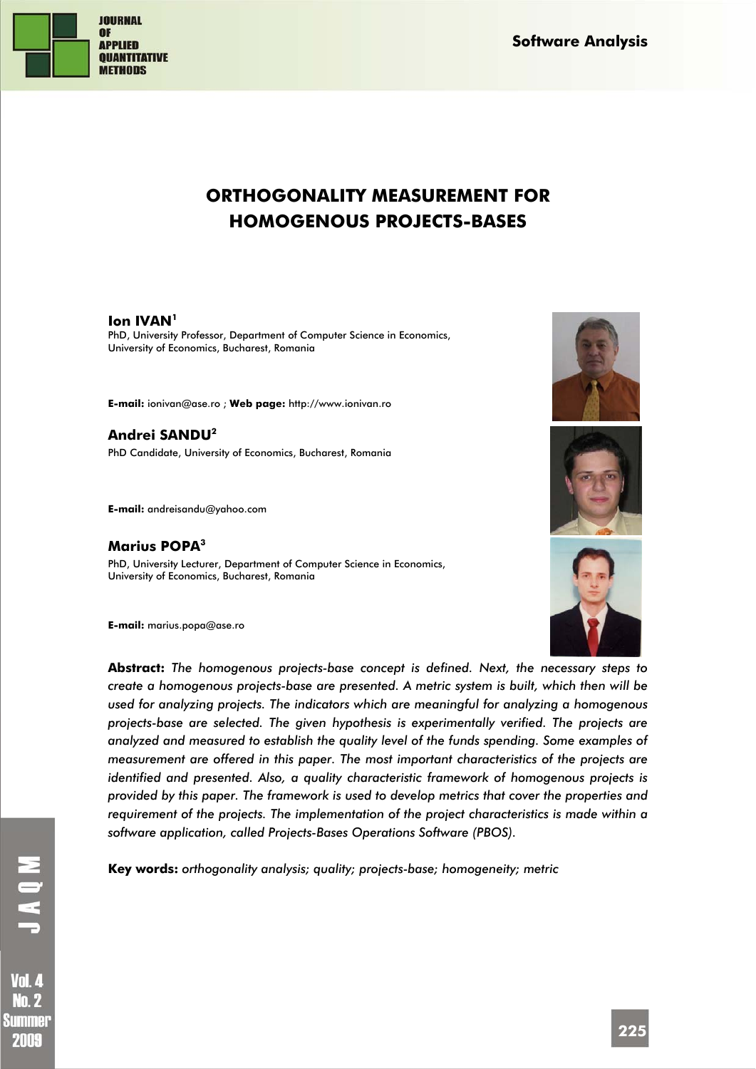# ORTHOGONALITY MEASUREMENT FOR HOMOGENOUS PROJECTS-BASES

**Ion IVAN**[1]

PhD, University Professor, Department of Computer Science in Economics,
University of Economics, Bucharest, Romania

**E-mail:** ionivan@ase.ro ; **Web page:** http://www.ionivan.ro

**Andrei SANDU**[2]

PhD Candidate, University of Economics, Bucharest, Romania

**E-mail:** andreisandu@yahoo.com

**Marius POPA**[3]

PhD, University Lecturer, Department of Computer Science in Economics,
University of Economics, Bucharest, Romania

**E-mail:** marius.popa@ase.ro

**Abstract:** *The homogenous projects-base concept is defined. Next, the necessary steps to create a homogenous projects-base are presented. A metric system is built, which then will be used for analyzing projects. The indicators which are meaningful for analyzing a homogenous projects-base are selected. The given hypothesis is experimentally verified. The projects are analyzed and measured to establish the quality level of the funds spending. Some examples of measurement are offered in this paper. The most important characteristics of the projects are identified and presented. Also, a quality characteristic framework of homogenous projects is provided by this paper. The framework is used to develop metrics that cover the properties and requirement of the projects. The implementation of the project characteristics is made within a software application, called Projects-Bases Operations Software (PBOS).*

**Key words:** *orthogonality analysis; quality; projects-base; homogeneity; metric*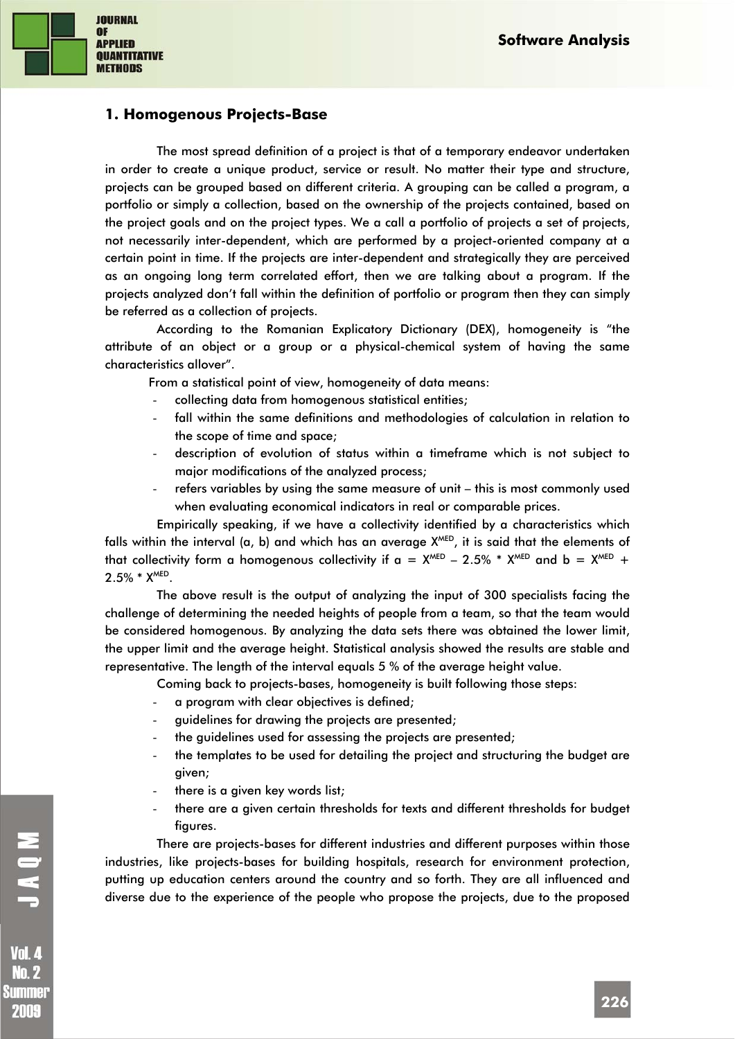## 1. Homogenous Projects-Base

The most spread definition of a project is that of a temporary endeavor undertaken in order to create a unique product, service or result. No matter their type and structure, projects can be grouped based on different criteria. A grouping can be called a program, a portfolio or simply a collection, based on the ownership of the projects contained, based on the project goals and on the project types. We a call a portfolio of projects a set of projects, not necessarily inter-dependent, which are performed by a project-oriented company at a certain point in time. If the projects are inter-dependent and strategically they are perceived as an ongoing long term correlated effort, then we are talking about a program. If the projects analyzed don't fall within the definition of portfolio or program then they can simply be referred as a collection of projects.

According to the Romanian Explicatory Dictionary (DEX), homogeneity is "the attribute of an object or a group or a physical-chemical system of having the same characteristics allover".

From a statistical point of view, homogeneity of data means:

- collecting data from homogenous statistical entities;
- fall within the same definitions and methodologies of calculation in relation to the scope of time and space;
- description of evolution of status within a timeframe which is not subject to major modifications of the analyzed process;
- refers variables by using the same measure of unit – this is most commonly used when evaluating economical indicators in real or comparable prices.

Empirically speaking, if we have a collectivity identified by a characteristics which falls within the interval (a, b) and which has an average $X^{MED}$, it is said that the elements of that collectivity form a homogenous collectivity if $a = X^{MED} - 2.5\% * X^{MED}$ and $b = X^{MED} + 2.5\% * X^{MED}$.

The above result is the output of analyzing the input of 300 specialists facing the challenge of determining the needed heights of people from a team, so that the team would be considered homogenous. By analyzing the data sets there was obtained the lower limit, the upper limit and the average height. Statistical analysis showed the results are stable and representative. The length of the interval equals 5 % of the average height value.

Coming back to projects-bases, homogeneity is built following those steps:

- a program with clear objectives is defined;
- guidelines for drawing the projects are presented;
- the guidelines used for assessing the projects are presented;
- the templates to be used for detailing the project and structuring the budget are given;
- there is a given key words list;
- there are a given certain thresholds for texts and different thresholds for budget figures.

There are projects-bases for different industries and different purposes within those industries, like projects-bases for building hospitals, research for environment protection, putting up education centers around the country and so forth. They are all influenced and diverse due to the experience of the people who propose the projects, due to the proposed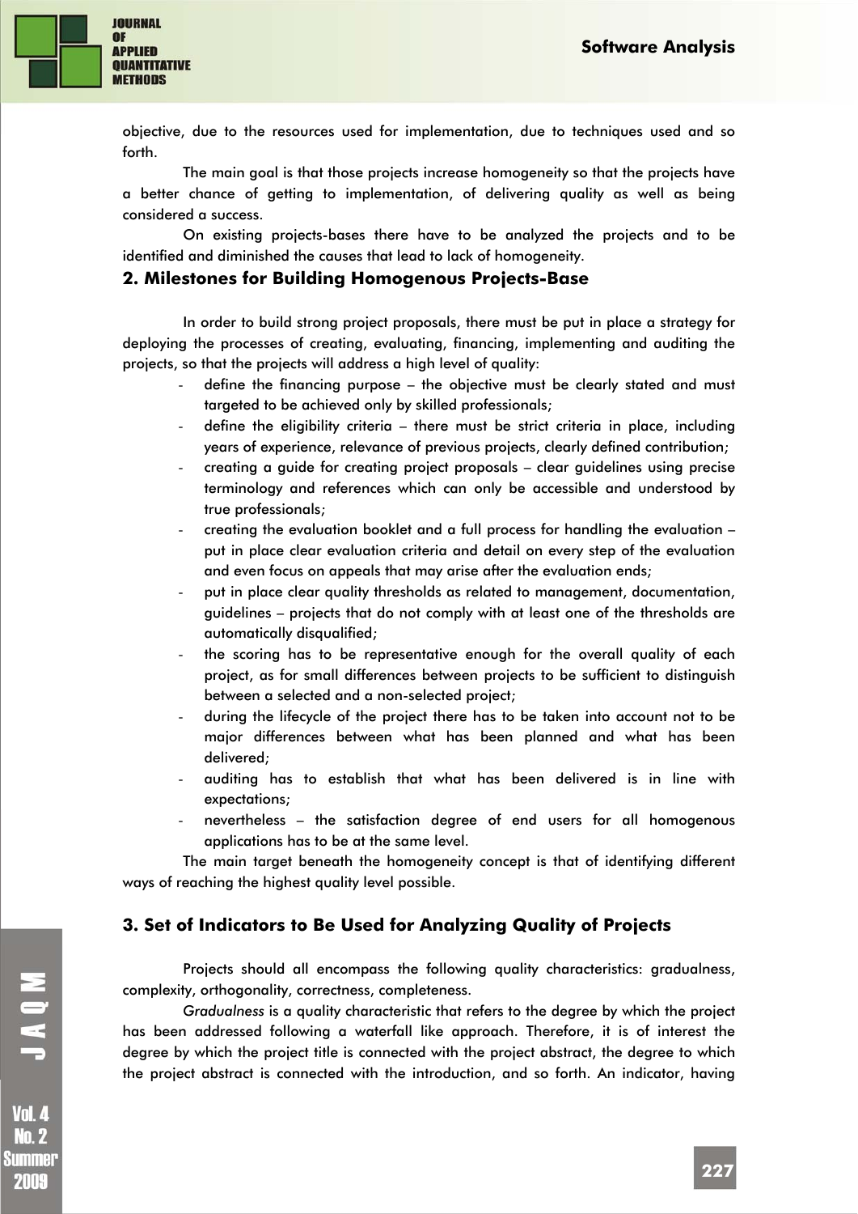objective, due to the resources used for implementation, due to techniques used and so forth.

The main goal is that those projects increase homogeneity so that the projects have a better chance of getting to implementation, of delivering quality as well as being considered a success.

On existing projects-bases there have to be analyzed the projects and to be identified and diminished the causes that lead to lack of homogeneity.

## 2. Milestones for Building Homogenous Projects-Base

In order to build strong project proposals, there must be put in place a strategy for deploying the processes of creating, evaluating, financing, implementing and auditing the projects, so that the projects will address a high level of quality:

- define the financing purpose – the objective must be clearly stated and must targeted to be achieved only by skilled professionals;
- define the eligibility criteria – there must be strict criteria in place, including years of experience, relevance of previous projects, clearly defined contribution;
- creating a guide for creating project proposals – clear guidelines using precise terminology and references which can only be accessible and understood by true professionals;
- creating the evaluation booklet and a full process for handling the evaluation – put in place clear evaluation criteria and detail on every step of the evaluation and even focus on appeals that may arise after the evaluation ends;
- put in place clear quality thresholds as related to management, documentation, guidelines – projects that do not comply with at least one of the thresholds are automatically disqualified;
- the scoring has to be representative enough for the overall quality of each project, as for small differences between projects to be sufficient to distinguish between a selected and a non-selected project;
- during the lifecycle of the project there has to be taken into account not to be major differences between what has been planned and what has been delivered;
- auditing has to establish that what has been delivered is in line with expectations;
- nevertheless – the satisfaction degree of end users for all homogenous applications has to be at the same level.

The main target beneath the homogeneity concept is that of identifying different ways of reaching the highest quality level possible.

## 3. Set of Indicators to Be Used for Analyzing Quality of Projects

Projects should all encompass the following quality characteristics: gradualness, complexity, orthogonality, correctness, completeness.

*Gradualness* is a quality characteristic that refers to the degree by which the project has been addressed following a waterfall like approach. Therefore, it is of interest the degree by which the project title is connected with the project abstract, the degree to which the project abstract is connected with the introduction, and so forth. An indicator, having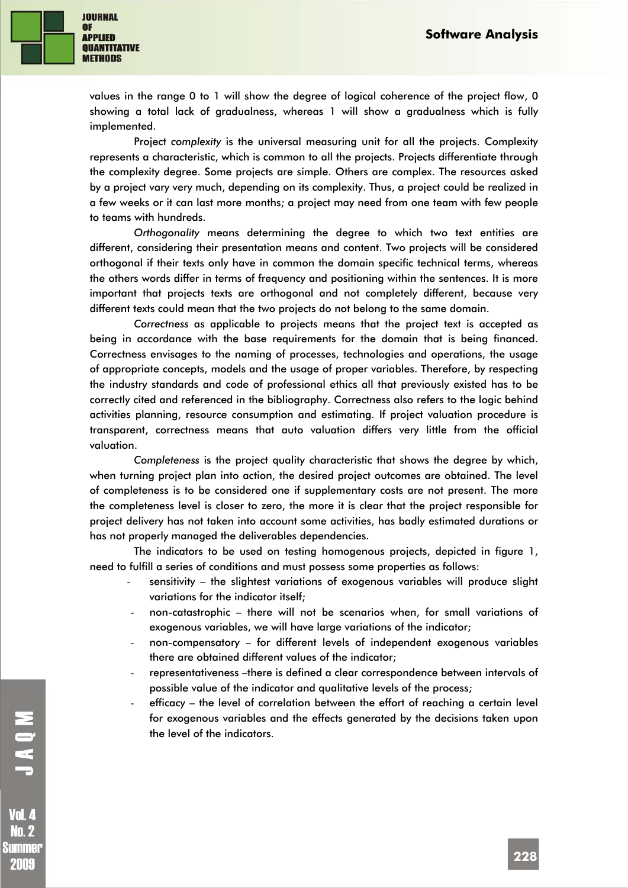values in the range 0 to 1 will show the degree of logical coherence of the project flow, 0 showing a total lack of gradualness, whereas 1 will show a gradualness which is fully implemented.

Project *complexity* is the universal measuring unit for all the projects. Complexity represents a characteristic, which is common to all the projects. Projects differentiate through the complexity degree. Some projects are simple. Others are complex. The resources asked by a project vary very much, depending on its complexity. Thus, a project could be realized in a few weeks or it can last more months; a project may need from one team with few people to teams with hundreds.

*Orthogonality* means determining the degree to which two text entities are different, considering their presentation means and content. Two projects will be considered orthogonal if their texts only have in common the domain specific technical terms, whereas the others words differ in terms of frequency and positioning within the sentences. It is more important that projects texts are orthogonal and not completely different, because very different texts could mean that the two projects do not belong to the same domain.

*Correctness* as applicable to projects means that the project text is accepted as being in accordance with the base requirements for the domain that is being financed. Correctness envisages to the naming of processes, technologies and operations, the usage of appropriate concepts, models and the usage of proper variables. Therefore, by respecting the industry standards and code of professional ethics all that previously existed has to be correctly cited and referenced in the bibliography. Correctness also refers to the logic behind activities planning, resource consumption and estimating. If project valuation procedure is transparent, correctness means that auto valuation differs very little from the official valuation.

*Completeness* is the project quality characteristic that shows the degree by which, when turning project plan into action, the desired project outcomes are obtained. The level of completeness is to be considered one if supplementary costs are not present. The more the completeness level is closer to zero, the more it is clear that the project responsible for project delivery has not taken into account some activities, has badly estimated durations or has not properly managed the deliverables dependencies.

The indicators to be used on testing homogenous projects, depicted in figure 1, need to fulfill a series of conditions and must possess some properties as follows:

- sensitivity – the slightest variations of exogenous variables will produce slight variations for the indicator itself;
- non-catastrophic – there will not be scenarios when, for small variations of exogenous variables, we will have large variations of the indicator;
- non-compensatory – for different levels of independent exogenous variables there are obtained different values of the indicator;
- representativeness –there is defined a clear correspondence between intervals of possible value of the indicator and qualitative levels of the process;
- efficacy – the level of correlation between the effort of reaching a certain level for exogenous variables and the effects generated by the decisions taken upon the level of the indicators.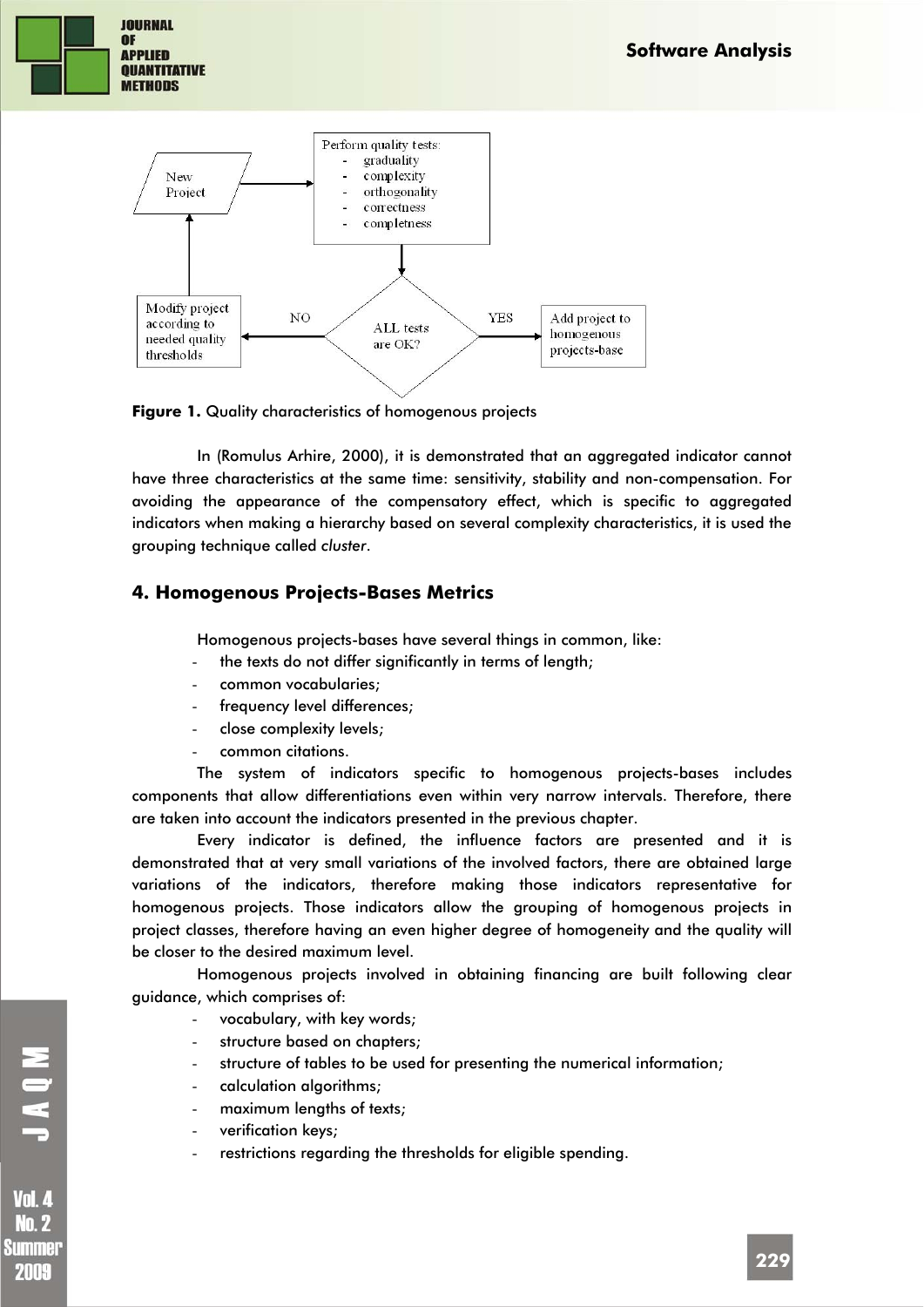**Figure 1.** Quality characteristics of homogenous projects

In (Romulus Arhire, 2000), it is demonstrated that an aggregated indicator cannot have three characteristics at the same time: sensitivity, stability and non-compensation. For avoiding the appearance of the compensatory effect, which is specific to aggregated indicators when making a hierarchy based on several complexity characteristics, it is used the grouping technique called *cluster*.

## 4. Homogenous Projects-Bases Metrics

Homogenous projects-bases have several things in common, like:

- the texts do not differ significantly in terms of length;
- common vocabularies;
- frequency level differences;
- close complexity levels;
- common citations.

The system of indicators specific to homogenous projects-bases includes components that allow differentiations even within very narrow intervals. Therefore, there are taken into account the indicators presented in the previous chapter.

Every indicator is defined, the influence factors are presented and it is demonstrated that at very small variations of the involved factors, there are obtained large variations of the indicators, therefore making those indicators representative for homogenous projects. Those indicators allow the grouping of homogenous projects in project classes, therefore having an even higher degree of homogeneity and the quality will be closer to the desired maximum level.

Homogenous projects involved in obtaining financing are built following clear guidance, which comprises of:

- vocabulary, with key words;
- structure based on chapters;
- structure of tables to be used for presenting the numerical information;
- calculation algorithms;
- maximum lengths of texts;
- verification keys;
- restrictions regarding the thresholds for eligible spending.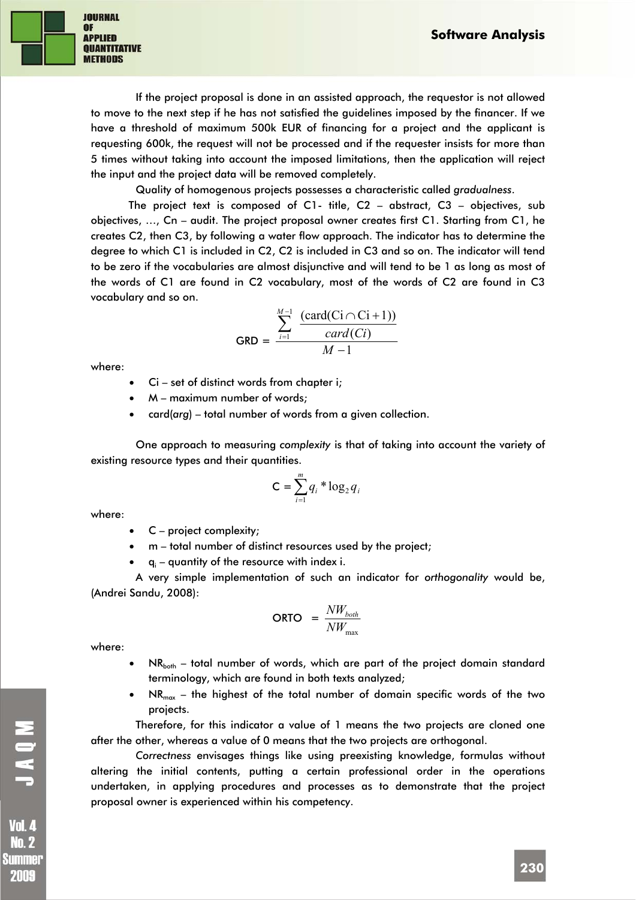If the project proposal is done in an assisted approach, the requestor is not allowed to move to the next step if he has not satisfied the guidelines imposed by the financer. If we have a threshold of maximum 500k EUR of financing for a project and the applicant is requesting 600k, the request will not be processed and if the requester insists for more than 5 times without taking into account the imposed limitations, then the application will reject the input and the project data will be removed completely.

Quality of homogenous projects possesses a characteristic called *gradualness*.

The project text is composed of C1- title, C2 – abstract, C3 – objectives, sub objectives, …, Cn – audit. The project proposal owner creates first C1. Starting from C1, he creates C2, then C3, by following a water flow approach. The indicator has to determine the degree to which C1 is included in C2, C2 is included in C3 and so on. The indicator will tend to be zero if the vocabularies are almost disjunctive and will tend to be 1 as long as most of the words of C1 are found in C2 vocabulary, most of the words of C2 are found in C3 vocabulary and so on.

$$\text{GRD} = \frac{\sum_{i=1}^{M-1} \frac{(\text{card}(\text{Ci} \cap \text{Ci}+1))}{card(Ci)}}{M-1}$$

where:

- Ci – set of distinct words from chapter i;
- M – maximum number of words;
- card(*arg*) – total number of words from a given collection.

One approach to measuring *complexity* is that of taking into account the variety of existing resource types and their quantities.

$$\text{C} = \sum_{i=1}^{m} q_i * \log_2 q_i$$

where:

- C – project complexity;
- m – total number of distinct resources used by the project;
- $q_i$ – quantity of the resource with index i.

A very simple implementation of such an indicator for *orthogonality* would be, (Andrei Sandu, 2008):

$$\text{ORTO} = \frac{NW_{both}}{NW_{\max}}$$

where:

- $NR_{both}$ – total number of words, which are part of the project domain standard terminology, which are found in both texts analyzed;
- $NR_{max}$ – the highest of the total number of domain specific words of the two projects.

Therefore, for this indicator a value of 1 means the two projects are cloned one after the other, whereas a value of 0 means that the two projects are orthogonal.

*Correctness* envisages things like using preexisting knowledge, formulas without altering the initial contents, putting a certain professional order in the operations undertaken, in applying procedures and processes as to demonstrate that the project proposal owner is experienced within his competency.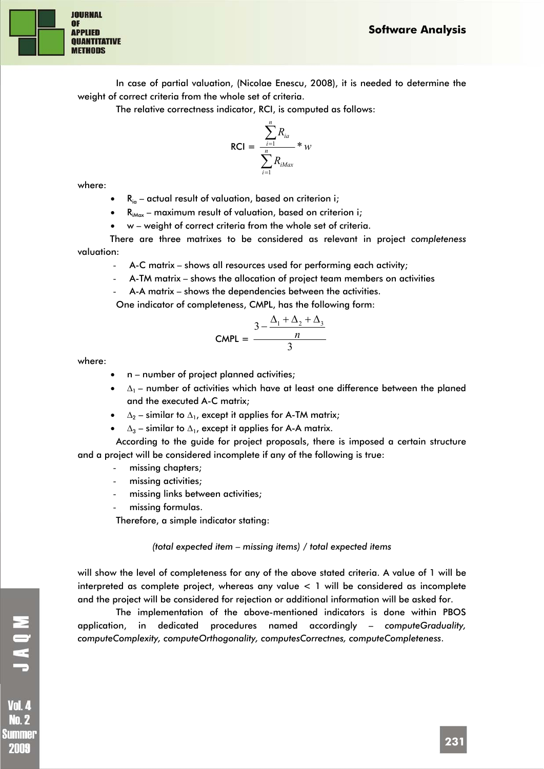In case of partial valuation, (Nicolae Enescu, 2008), it is needed to determine the weight of correct criteria from the whole set of criteria.

The relative correctness indicator, RCI, is computed as follows:

$$\text{RCI} = \frac{\sum_{i=1}^{n} R_{ia}}{\sum_{i=1}^{n} R_{iMax}} * w$$

where:

- $R_{ia}$ – actual result of valuation, based on criterion i;
- $R_{iMax}$ – maximum result of valuation, based on criterion i;
- w – weight of correct criteria from the whole set of criteria.

There are three matrixes to be considered as relevant in project *completeness* valuation:

- A-C matrix – shows all resources used for performing each activity;
- A-TM matrix – shows the allocation of project team members on activities
- A-A matrix – shows the dependencies between the activities.

One indicator of completeness, CMPL, has the following form:

$$\text{CMPL} = \frac{3 - \frac{\Delta_1 + \Delta_2 + \Delta_3}{n}}{3}$$

where:

- n – number of project planned activities;
- $\Delta_1$ – number of activities which have at least one difference between the planed and the executed A-C matrix;
- $\Delta_2$ – similar to $\Delta_1$, except it applies for A-TM matrix;
- $\Delta_3$ – similar to $\Delta_1$, except it applies for A-A matrix.

According to the guide for project proposals, there is imposed a certain structure and a project will be considered incomplete if any of the following is true:

- missing chapters;
- missing activities;
- missing links between activities;
- missing formulas.

Therefore, a simple indicator stating:

*(total expected item – missing items) / total expected items*

will show the level of completeness for any of the above stated criteria. A value of 1 will be interpreted as complete project, whereas any value < 1 will be considered as incomplete and the project will be considered for rejection or additional information will be asked for.

The implementation of the above-mentioned indicators is done within PBOS application, in dedicated procedures named accordingly – *computeGraduality, computeComplexity, computeOrthogonality, computesCorrectnes, computeCompleteness*.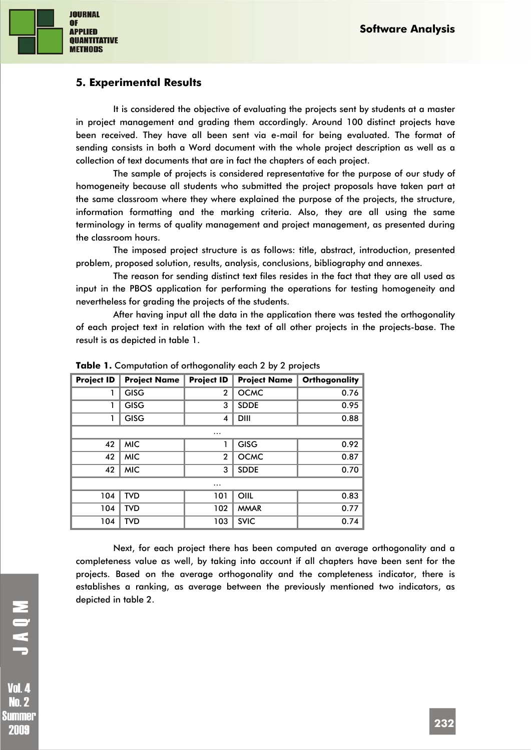## 5. Experimental Results

It is considered the objective of evaluating the projects sent by students at a master in project management and grading them accordingly. Around 100 distinct projects have been received. They have all been sent via e-mail for being evaluated. The format of sending consists in both a Word document with the whole project description as well as a collection of text documents that are in fact the chapters of each project.

The sample of projects is considered representative for the purpose of our study of homogeneity because all students who submitted the project proposals have taken part at the same classroom where they where explained the purpose of the projects, the structure, information formatting and the marking criteria. Also, they are all using the same terminology in terms of quality management and project management, as presented during the classroom hours.

The imposed project structure is as follows: title, abstract, introduction, presented problem, proposed solution, results, analysis, conclusions, bibliography and annexes.

The reason for sending distinct text files resides in the fact that they are all used as input in the PBOS application for performing the operations for testing homogeneity and nevertheless for grading the projects of the students.

After having input all the data in the application there was tested the orthogonality of each project text in relation with the text of all other projects in the projects-base. The result is as depicted in table 1.

**Table 1.** Computation of orthogonality each 2 by 2 projects

| Project ID | Project Name | Project ID | Project Name | Orthogonality |
|---|---|---|---|---|
| 1 | GISG | 2 | OCMC | 0.76 |
| 1 | GISG | 3 | SDDE | 0.95 |
| 1 | GISG | 4 | DIII | 0.88 |
| … | | | | |
| 42 | MIC | 1 | GISG | 0.92 |
| 42 | MIC | 2 | OCMC | 0.87 |
| 42 | MIC | 3 | SDDE | 0.70 |
| … | | | | |
| 104 | TVD | 101 | OIIL | 0.83 |
| 104 | TVD | 102 | MMAR | 0.77 |
| 104 | TVD | 103 | SVIC | 0.74 |

Next, for each project there has been computed an average orthogonality and a completeness value as well, by taking into account if all chapters have been sent for the projects. Based on the average orthogonality and the completeness indicator, there is establishes a ranking, as average between the previously mentioned two indicators, as depicted in table 2.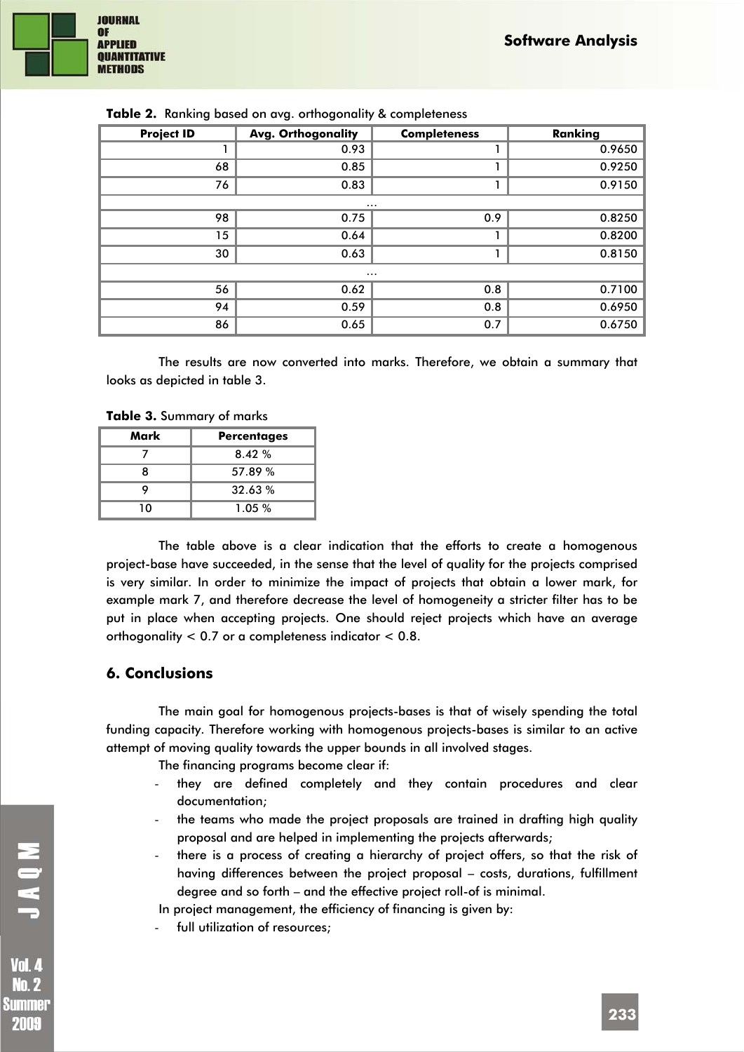**Table 2.** Ranking based on avg. orthogonality & completeness

| Project ID | Avg. Orthogonality | Completeness | Ranking |
|---|---|---|---|
| 1 | 0.93 | 1 | 0.9650 |
| 68 | 0.85 | 1 | 0.9250 |
| 76 | 0.83 | 1 | 0.9150 |
| … | | | |
| 98 | 0.75 | 0.9 | 0.8250 |
| 15 | 0.64 | 1 | 0.8200 |
| 30 | 0.63 | 1 | 0.8150 |
| … | | | |
| 56 | 0.62 | 0.8 | 0.7100 |
| 94 | 0.59 | 0.8 | 0.6950 |
| 86 | 0.65 | 0.7 | 0.6750 |

The results are now converted into marks. Therefore, we obtain a summary that looks as depicted in table 3.

**Table 3.** Summary of marks

| Mark | Percentages |
|---|---|
| 7 | 8.42 % |
| 8 | 57.89 % |
| 9 | 32.63 % |
| 10 | 1.05 % |

The table above is a clear indication that the efforts to create a homogenous project-base have succeeded, in the sense that the level of quality for the projects comprised is very similar. In order to minimize the impact of projects that obtain a lower mark, for example mark 7, and therefore decrease the level of homogeneity a stricter filter has to be put in place when accepting projects. One should reject projects which have an average orthogonality < 0.7 or a completeness indicator < 0.8.

## 6. Conclusions

The main goal for homogenous projects-bases is that of wisely spending the total funding capacity. Therefore working with homogenous projects-bases is similar to an active attempt of moving quality towards the upper bounds in all involved stages.

The financing programs become clear if:

- they are defined completely and they contain procedures and clear documentation;
- the teams who made the project proposals are trained in drafting high quality proposal and are helped in implementing the projects afterwards;
- there is a process of creating a hierarchy of project offers, so that the risk of having differences between the project proposal – costs, durations, fulfillment degree and so forth – and the effective project roll-of is minimal.

In project management, the efficiency of financing is given by:

- full utilization of resources;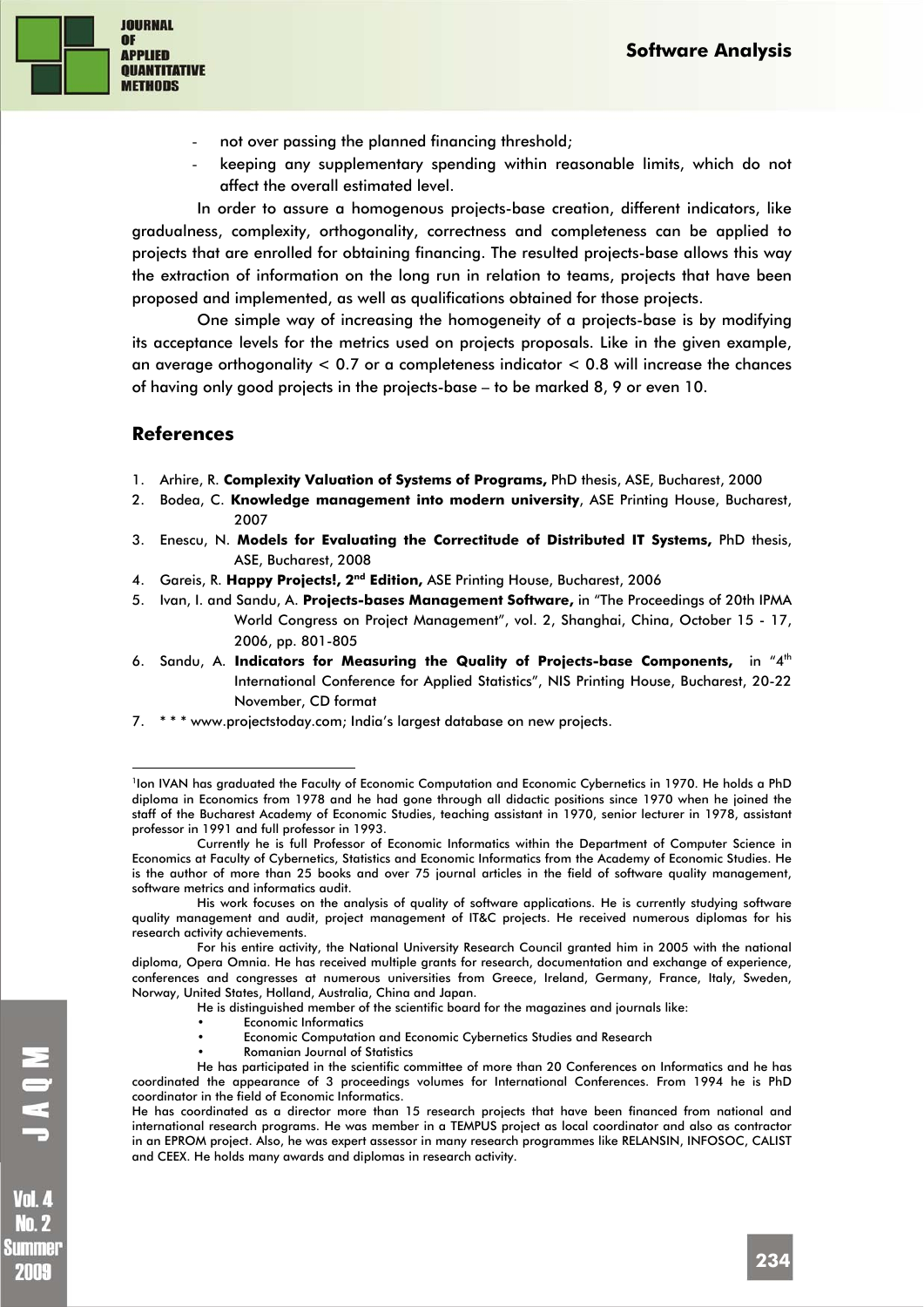- not over passing the planned financing threshold;
- keeping any supplementary spending within reasonable limits, which do not affect the overall estimated level.

In order to assure a homogenous projects-base creation, different indicators, like gradualness, complexity, orthogonality, correctness and completeness can be applied to projects that are enrolled for obtaining financing. The resulted projects-base allows this way the extraction of information on the long run in relation to teams, projects that have been proposed and implemented, as well as qualifications obtained for those projects.

One simple way of increasing the homogeneity of a projects-base is by modifying its acceptance levels for the metrics used on projects proposals. Like in the given example, an average orthogonality < 0.7 or a completeness indicator < 0.8 will increase the chances of having only good projects in the projects-base – to be marked 8, 9 or even 10.

## References

1. Arhire, R. **Complexity Valuation of Systems of Programs,** PhD thesis, ASE, Bucharest, 2000
2. Bodea, C. **Knowledge management into modern university**, ASE Printing House, Bucharest, 2007
3. Enescu, N. **Models for Evaluating the Correctitude of Distributed IT Systems,** PhD thesis, ASE, Bucharest, 2008
4. Gareis, R. **Happy Projects!, 2nd Edition,** ASE Printing House, Bucharest, 2006
5. Ivan, I. and Sandu, A. **Projects-bases Management Software,** in "The Proceedings of 20th IPMA World Congress on Project Management", vol. 2, Shanghai, China, October 15 - 17, 2006, pp. 801-805
6. Sandu, A. **Indicators for Measuring the Quality of Projects-base Components,** in "4th International Conference for Applied Statistics", NIS Printing House, Bucharest, 20-22 November, CD format
7. * * * www.projectstoday.com; India's largest database on new projects.

---

[1] Ion IVAN has graduated the Faculty of Economic Computation and Economic Cybernetics in 1970. He holds a PhD diploma in Economics from 1978 and he had gone through all didactic positions since 1970 when he joined the staff of the Bucharest Academy of Economic Studies, teaching assistant in 1970, senior lecturer in 1978, assistant professor in 1991 and full professor in 1993.

Currently he is full Professor of Economic Informatics within the Department of Computer Science in Economics at Faculty of Cybernetics, Statistics and Economic Informatics from the Academy of Economic Studies. He is the author of more than 25 books and over 75 journal articles in the field of software quality management, software metrics and informatics audit.

His work focuses on the analysis of quality of software applications. He is currently studying software quality management and audit, project management of IT&C projects. He received numerous diplomas for his research activity achievements.

For his entire activity, the National University Research Council granted him in 2005 with the national diploma, Opera Omnia. He has received multiple grants for research, documentation and exchange of experience, conferences and congresses at numerous universities from Greece, Ireland, Germany, France, Italy, Sweden, Norway, United States, Holland, Australia, China and Japan.

He is distinguished member of the scientific board for the magazines and journals like:

- Economic Informatics
- Economic Computation and Economic Cybernetics Studies and Research
- Romanian Journal of Statistics

He has participated in the scientific committee of more than 20 Conferences on Informatics and he has coordinated the appearance of 3 proceedings volumes for International Conferences. From 1994 he is PhD coordinator in the field of Economic Informatics.

He has coordinated as a director more than 15 research projects that have been financed from national and international research programs. He was member in a TEMPUS project as local coordinator and also as contractor in an EPROM project. Also, he was expert assessor in many research programmes like RELANSIN, INFOSOC, CALIST and CEEX. He holds many awards and diplomas in research activity.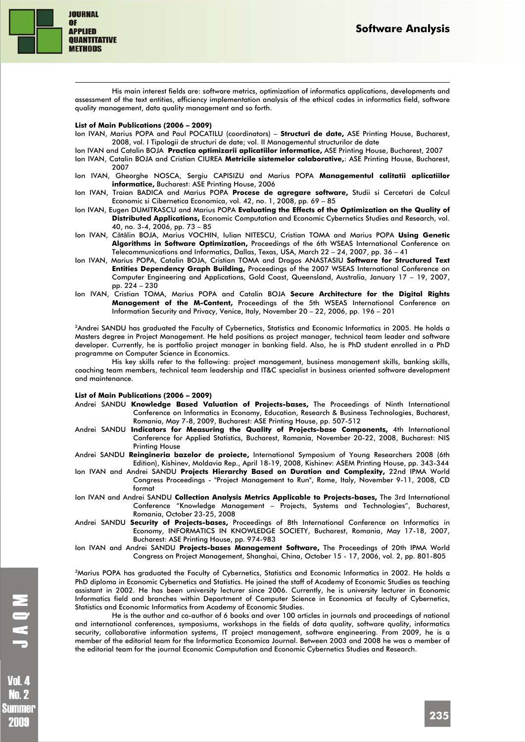His main interest fields are: software metrics, optimization of informatics applications, developments and assessment of the text entities, efficiency implementation analysis of the ethical codes in informatics field, software quality management, data quality management and so forth.

**List of Main Publications (2006 – 2009)**

Ion IVAN, Marius POPA and Paul POCATILU (coordinators) – **Structuri de date,** ASE Printing House, Bucharest, 2008, vol. I Tipologii de structuri de date; vol. II Managementul structurilor de date

Ion IVAN and Catalin BOJA **Practica optimizarii aplicatiilor informatice,** ASE Printing House, Bucharest, 2007

Ion IVAN, Catalin BOJA and Cristian CIUREA **Metricile sistemelor colaborative,**: ASE Printing House, Bucharest, 2007

Ion IVAN, Gheorghe NOSCA, Sergiu CAPISIZU and Marius POPA **Managementul calitatii aplicatiilor informatice,** Bucharest: ASE Printing House, 2006

Ion IVAN, Traian BADICA and Marius POPA **Procese de agregare software,** Studii si Cercetari de Calcul Economic si Cibernetica Economica, vol. 42, no. 1, 2008, pp. 69 – 85

Ion IVAN, Eugen DUMITRASCU and Marius POPA **Evaluating the Effects of the Optimization on the Quality of Distributed Applications,** Economic Computation and Economic Cybernetics Studies and Research, vol. 40, no. 3-4, 2006, pp. 73 – 85

Ion IVAN, Cătălin BOJA, Marius VOCHIN, Iulian NITESCU, Cristian TOMA and Marius POPA **Using Genetic Algorithms in Software Optimization,** Proceedings of the 6th WSEAS International Conference on Telecommunications and Informatics, Dallas, Texas, USA, March 22 – 24, 2007, pp. 36 – 41

Ion IVAN, Marius POPA, Catalin BOJA, Cristian TOMA and Dragos ANASTASIU **Software for Structured Text Entities Dependency Graph Building,** Proceedings of the 2007 WSEAS International Conference on Computer Engineering and Applications, Gold Coast, Queensland, Australia, January 17 – 19, 2007, pp. 224 – 230

Ion IVAN, Cristian TOMA, Marius POPA and Catalin BOJA **Secure Architecture for the Digital Rights Management of the M-Content,** Proceedings of the 5th WSEAS International Conference on Information Security and Privacy, Venice, Italy, November 20 – 22, 2006, pp. 196 – 201

[2]Andrei SANDU has graduated the Faculty of Cybernetics, Statistics and Economic Informatics in 2005. He holds a Masters degree in Project Management. He held positions as project manager, technical team leader and software developer. Currently, he is portfolio project manager in banking field. Also, he is PhD student enrolled in a PhD programme on Computer Science in Economics.

His key skills refer to the following: project management, business management skills, banking skills, coaching team members, technical team leadership and IT&C specialist in business oriented software development and maintenance.

**List of Main Publications (2006 – 2009)**

Andrei SANDU **Knowledge Based Valuation of Projects-bases,** The Proceedings of Ninth International Conference on Informatics in Economy, Education, Research & Business Technologies, Bucharest, Romania, May 7-8, 2009, Bucharest: ASE Printing House, pp. 507-512

Andrei SANDU **Indicators for Measuring the Quality of Projects-base Components,** 4th International Conference for Applied Statistics, Bucharest, Romania, November 20-22, 2008, Bucharest: NIS Printing House

Andrei SANDU **Reingineria bazelor de proiecte,** International Symposium of Young Researchers 2008 (6th Edition), Kishinev, Moldavia Rep., April 18-19, 2008, Kishinev: ASEM Printing House, pp. 343-344

Ion IVAN and Andrei SANDU **Projects Hierarchy Based on Duration and Complexity,** 22nd IPMA World Congress Proceedings - "Project Management to Run", Rome, Italy, November 9-11, 2008, CD format

Ion IVAN and Andrei SANDU **Collection Analysis Metrics Applicable to Projects-bases,** The 3rd International Conference "Knowledge Management – Projects, Systems and Technologies", Bucharest, Romania, October 23-25, 2008

Andrei SANDU **Security of Projects-bases,** Proceedings of 8th International Conference on Informatics in Economy, INFORMATICS IN KNOWLEDGE SOCIETY, Bucharest, Romania, May 17-18, 2007, Bucharest: ASE Printing House, pp. 974-983

Ion IVAN and Andrei SANDU **Projects-bases Management Software,** The Proceedings of 20th IPMA World Congress on Project Management, Shanghai, China, October 15 - 17, 2006, vol. 2, pp. 801-805

[3]Marius POPA has graduated the Faculty of Cybernetics, Statistics and Economic Informatics in 2002. He holds a PhD diploma in Economic Cybernetics and Statistics. He joined the staff of Academy of Economic Studies as teaching assistant in 2002. He has been university lecturer since 2006. Currently, he is university lecturer in Economic Informatics field and branches within Department of Computer Science in Economics at faculty of Cybernetics, Statistics and Economic Informatics from Academy of Economic Studies.

He is the author and co-author of 6 books and over 100 articles in journals and proceedings of national and international conferences, symposiums, workshops in the fields of data quality, software quality, informatics security, collaborative information systems, IT project management, software engineering. From 2009, he is a member of the editorial team for the Informatica Economica Journal. Between 2003 and 2008 he was a member of the editorial team for the journal Economic Computation and Economic Cybernetics Studies and Research.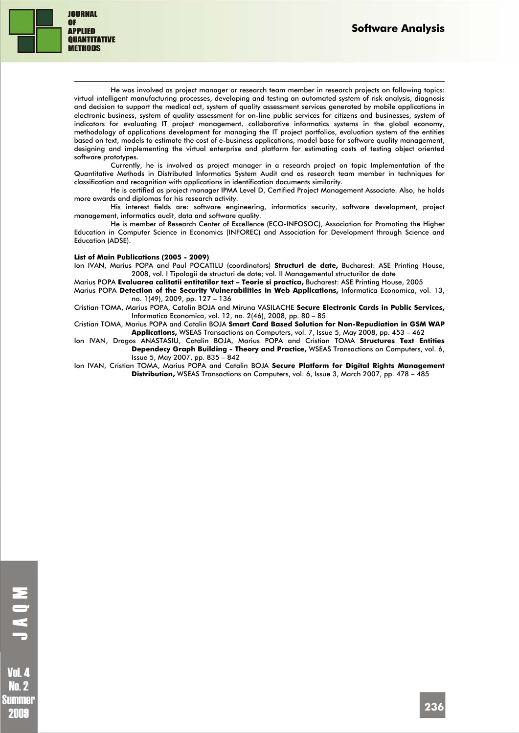He was involved as project manager or research team member in research projects on following topics: virtual intelligent manufacturing processes, developing and testing an automated system of risk analysis, diagnosis and decision to support the medical act, system of quality assessment services generated by mobile applications in electronic business, system of quality assessment for on-line public services for citizens and businesses, system of indicators for evaluating IT project management, collaborative informatics systems in the global economy, methodology of applications development for managing the IT project portfolios, evaluation system of the entities based on text, models to estimate the cost of e-business applications, model base for software quality management, designing and implementing the virtual enterprise and platform for estimating costs of testing object oriented software prototypes.

Currently, he is involved as project manager in a research project on topic Implementation of the Quantitative Methods in Distributed Informatics System Audit and as research team member in techniques for classification and recognition with applications in identification documents similarity.

He is certified as project manager IPMA Level D, Certified Project Management Associate. Also, he holds more awards and diplomas for his research activity.

His interest fields are: software engineering, informatics security, software development, project management, informatics audit, data and software quality.

He is member of Research Center of Excellence (ECO-INFOSOC), Association for Promoting the Higher Education in Computer Science in Economics (INFOREC) and Association for Development through Science and Education (ADSE).

**List of Main Publications (2005 - 2009)**

Ion IVAN, Marius POPA and Paul POCATILU (coordinators) **Structuri de date,** Bucharest: ASE Printing House, 2008, vol. I Tipologii de structuri de date; vol. II Managementul structurilor de date

Marius POPA **Evaluarea calitatii entitatilor text – Teorie si practica,** Bucharest: ASE Printing House, 2005

Marius POPA **Detection of the Security Vulnerabilities in Web Applications,** Informatica Economica, vol. 13, no. 1(49), 2009, pp. 127 – 136

Cristian TOMA, Marius POPA, Catalin BOJA and Miruna VASILACHE **Secure Electronic Cards in Public Services,** Informatica Economica, vol. 12, no. 2(46), 2008, pp. 80 – 85

Cristian TOMA, Marius POPA and Catalin BOJA **Smart Card Based Solution for Non-Repudiation in GSM WAP Applications,** WSEAS Transactions on Computers, vol. 7, Issue 5, May 2008, pp. 453 – 462

Ion IVAN, Dragos ANASTASIU, Catalin BOJA, Marius POPA and Cristian TOMA **Structures Text Entities Dependecy Graph Building - Theory and Practice,** WSEAS Transactions on Computers, vol. 6, Issue 5, May 2007, pp. 835 – 842

Ion IVAN, Cristian TOMA, Marius POPA and Catalin BOJA **Secure Platform for Digital Rights Management Distribution,** WSEAS Transactions on Computers, vol. 6, Issue 3, March 2007, pp. 478 – 485